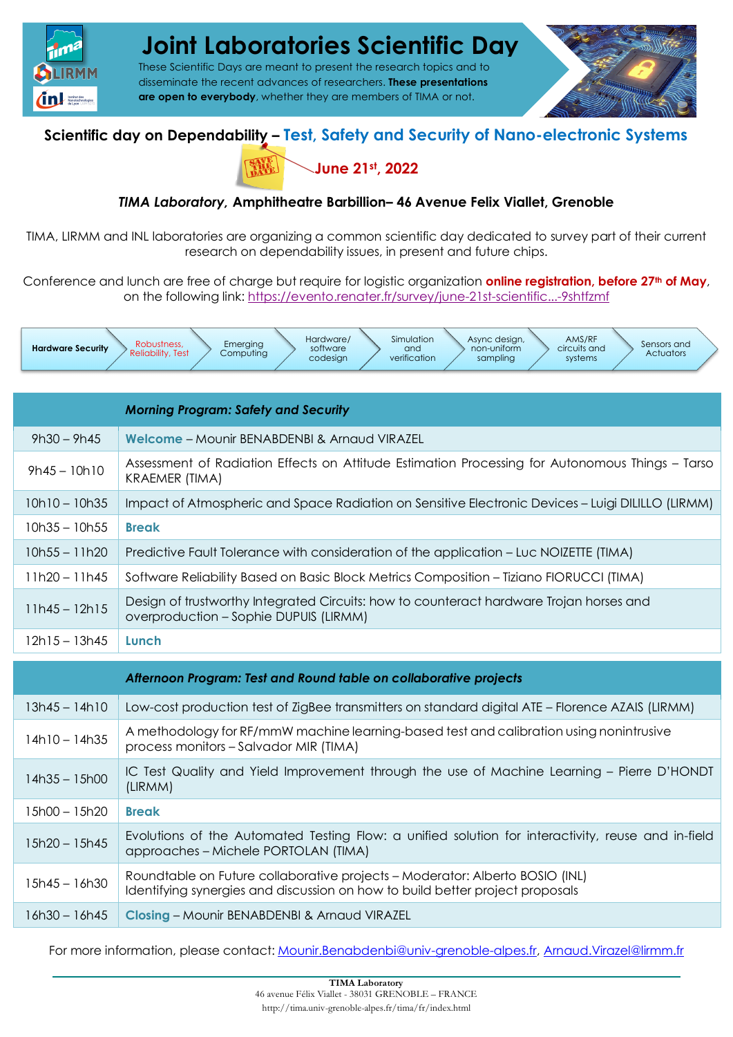# Joint Laboratories Scientific Day

These Scientific Days are meant to present the research topics and to disseminate the recent advances of researchers. **These presentations are open to everybody**, whether they are members of TIMA or not.

## Scientific day on Dependability – Test, Safety and Security of Nano-electronic Systems

**June 21st, 2022**

***TIMA Laboratory*, Amphitheatre Barbillion– 46 Avenue Felix Viallet, Grenoble**

TIMA, LIRMM and INL laboratories are organizing a common scientific day dedicated to survey part of their current research on dependability issues, in present and future chips.

Conference and lunch are free of charge but require for logistic organization **online registration, before 27th of May**, on the following link: https://evento.renater.fr/survey/june-21st-scientific...-9shtfzmf

**Hardware Security** | Robustness, Reliability, Test | Emerging Computing | Hardware/ software codesign | Simulation and verification | Async design, non-uniform sampling | AMS/RF circuits and systems | Sensors and Actuators

| | ***Morning Program: Safety and Security*** |
|---|---|
| 9h30 – 9h45 | **Welcome** – Mounir BENABDENBI & Arnaud VIRAZEL |
| 9h45 – 10h10 | Assessment of Radiation Effects on Attitude Estimation Processing for Autonomous Things – Tarso KRAEMER (TIMA) |
| 10h10 – 10h35 | Impact of Atmospheric and Space Radiation on Sensitive Electronic Devices – Luigi DILILLO (LIRMM) |
| 10h35 – 10h55 | **Break** |
| 10h55 – 11h20 | Predictive Fault Tolerance with consideration of the application – Luc NOIZETTE (TIMA) |
| 11h20 – 11h45 | Software Reliability Based on Basic Block Metrics Composition – Tiziano FIORUCCI (TIMA) |
| 11h45 – 12h15 | Design of trustworthy Integrated Circuits: how to counteract hardware Trojan horses and overproduction – Sophie DUPUIS (LIRMM) |
| 12h15 – 13h45 | **Lunch** |
| | ***Afternoon Program: Test and Round table on collaborative projects*** |
| 13h45 – 14h10 | Low-cost production test of ZigBee transmitters on standard digital ATE – Florence AZAIS (LIRMM) |
| 14h10 – 14h35 | A methodology for RF/mmW machine learning-based test and calibration using nonintrusive process monitors – Salvador MIR (TIMA) |
| 14h35 – 15h00 | IC Test Quality and Yield Improvement through the use of Machine Learning – Pierre D'HONDT (LIRMM) |
| 15h00 – 15h20 | **Break** |
| 15h20 – 15h45 | Evolutions of the Automated Testing Flow: a unified solution for interactivity, reuse and in-field approaches – Michele PORTOLAN (TIMA) |
| 15h45 – 16h30 | Roundtable on Future collaborative projects – Moderator: Alberto BOSIO (INL) Identifying synergies and discussion on how to build better project proposals |
| 16h30 – 16h45 | **Closing** – Mounir BENABDENBI & Arnaud VIRAZEL |

For more information, please contact: Mounir.Benabdenbi@univ-grenoble-alpes.fr, Arnaud.Virazel@lirmm.fr

**TIMA Laboratory**
46 avenue Félix Viallet - 38031 GRENOBLE – FRANCE
http://tima.univ-grenoble-alpes.fr/tima/fr/index.html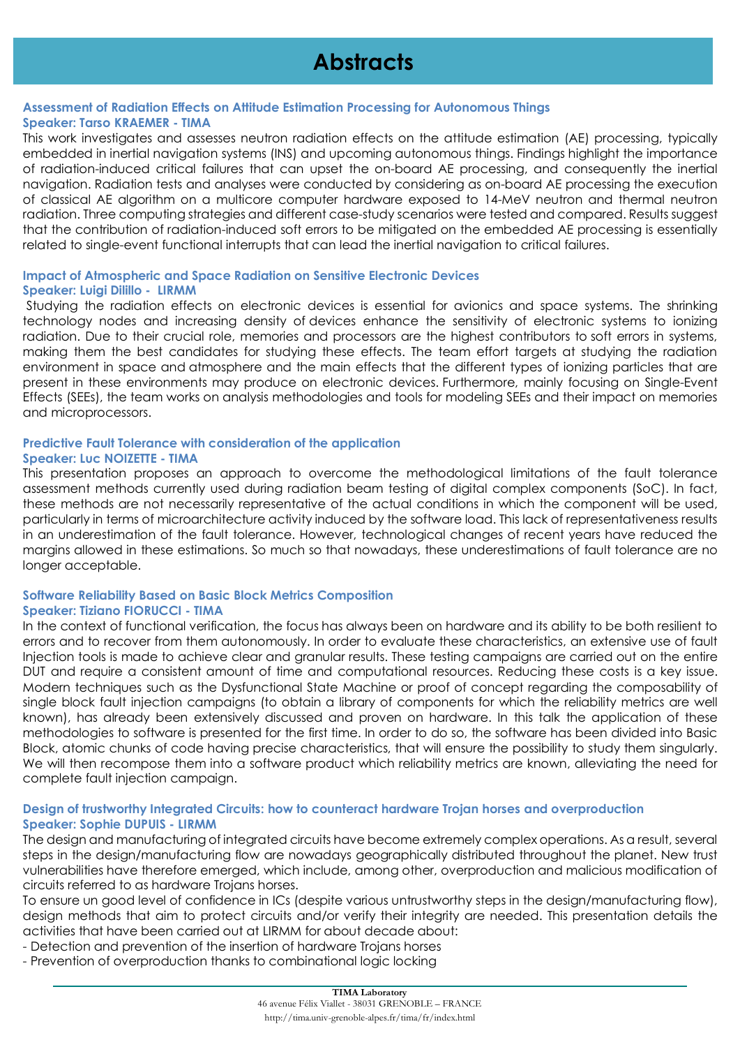# Abstracts

### Assessment of Radiation Effects on Attitude Estimation Processing for Autonomous Things
**Speaker: Tarso KRAEMER - TIMA**

This work investigates and assesses neutron radiation effects on the attitude estimation (AE) processing, typically embedded in inertial navigation systems (INS) and upcoming autonomous things. Findings highlight the importance of radiation-induced critical failures that can upset the on-board AE processing, and consequently the inertial navigation. Radiation tests and analyses were conducted by considering as on-board AE processing the execution of classical AE algorithm on a multicore computer hardware exposed to 14-MeV neutron and thermal neutron radiation. Three computing strategies and different case-study scenarios were tested and compared. Results suggest that the contribution of radiation-induced soft errors to be mitigated on the embedded AE processing is essentially related to single-event functional interrupts that can lead the inertial navigation to critical failures.

### Impact of Atmospheric and Space Radiation on Sensitive Electronic Devices
**Speaker: Luigi Dilillo - LIRMM**

Studying the radiation effects on electronic devices is essential for avionics and space systems. The shrinking technology nodes and increasing density of devices enhance the sensitivity of electronic systems to ionizing radiation. Due to their crucial role, memories and processors are the highest contributors to soft errors in systems, making them the best candidates for studying these effects. The team effort targets at studying the radiation environment in space and atmosphere and the main effects that the different types of ionizing particles that are present in these environments may produce on electronic devices. Furthermore, mainly focusing on Single-Event Effects (SEEs), the team works on analysis methodologies and tools for modeling SEEs and their impact on memories and microprocessors.

### Predictive Fault Tolerance with consideration of the application
**Speaker: Luc NOIZETTE - TIMA**

This presentation proposes an approach to overcome the methodological limitations of the fault tolerance assessment methods currently used during radiation beam testing of digital complex components (SoC). In fact, these methods are not necessarily representative of the actual conditions in which the component will be used, particularly in terms of microarchitecture activity induced by the software load. This lack of representativeness results in an underestimation of the fault tolerance. However, technological changes of recent years have reduced the margins allowed in these estimations. So much so that nowadays, these underestimations of fault tolerance are no longer acceptable.

### Software Reliability Based on Basic Block Metrics Composition
**Speaker: Tiziano FIORUCCI - TIMA**

In the context of functional verification, the focus has always been on hardware and its ability to be both resilient to errors and to recover from them autonomously. In order to evaluate these characteristics, an extensive use of fault Injection tools is made to achieve clear and granular results. These testing campaigns are carried out on the entire DUT and require a consistent amount of time and computational resources. Reducing these costs is a key issue. Modern techniques such as the Dysfunctional State Machine or proof of concept regarding the composability of single block fault injection campaigns (to obtain a library of components for which the reliability metrics are well known), has already been extensively discussed and proven on hardware. In this talk the application of these methodologies to software is presented for the first time. In order to do so, the software has been divided into Basic Block, atomic chunks of code having precise characteristics, that will ensure the possibility to study them singularly. We will then recompose them into a software product which reliability metrics are known, alleviating the need for complete fault injection campaign.

### Design of trustworthy Integrated Circuits: how to counteract hardware Trojan horses and overproduction
**Speaker: Sophie DUPUIS - LIRMM**

The design and manufacturing of integrated circuits have become extremely complex operations. As a result, several steps in the design/manufacturing flow are nowadays geographically distributed throughout the planet. New trust vulnerabilities have therefore emerged, which include, among other, overproduction and malicious modification of circuits referred to as hardware Trojans horses.

To ensure un good level of confidence in ICs (despite various untrustworthy steps in the design/manufacturing flow), design methods that aim to protect circuits and/or verify their integrity are needed. This presentation details the activities that have been carried out at LIRMM for about decade about:

- Detection and prevention of the insertion of hardware Trojans horses
- Prevention of overproduction thanks to combinational logic locking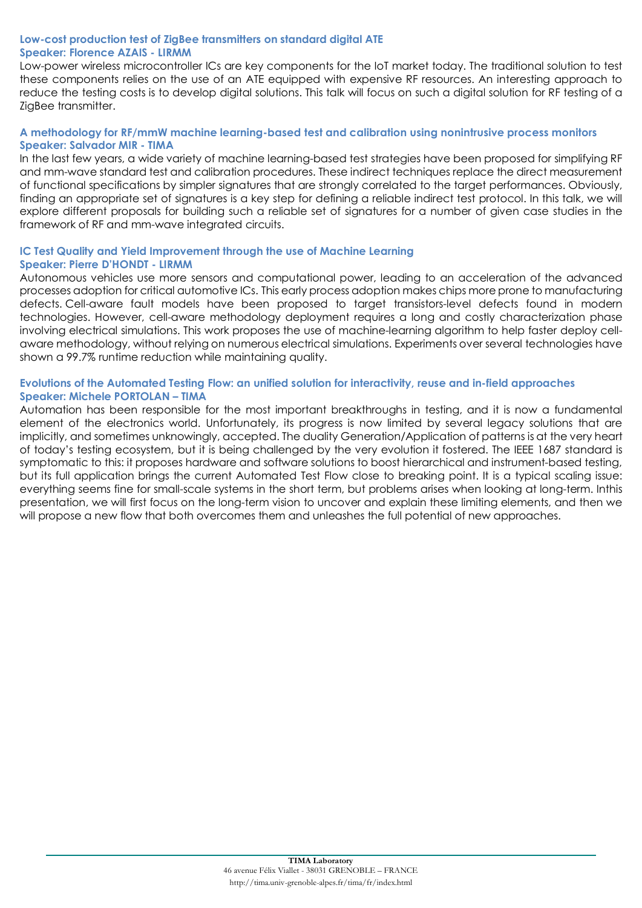### Low-cost production test of ZigBee transmitters on standard digital ATE
**Speaker: Florence AZAIS - LIRMM**

Low-power wireless microcontroller ICs are key components for the IoT market today. The traditional solution to test these components relies on the use of an ATE equipped with expensive RF resources. An interesting approach to reduce the testing costs is to develop digital solutions. This talk will focus on such a digital solution for RF testing of a ZigBee transmitter.

### A methodology for RF/mmW machine learning-based test and calibration using nonintrusive process monitors
**Speaker: Salvador MIR - TIMA**

In the last few years, a wide variety of machine learning-based test strategies have been proposed for simplifying RF and mm-wave standard test and calibration procedures. These indirect techniques replace the direct measurement of functional specifications by simpler signatures that are strongly correlated to the target performances. Obviously, finding an appropriate set of signatures is a key step for defining a reliable indirect test protocol. In this talk, we will explore different proposals for building such a reliable set of signatures for a number of given case studies in the framework of RF and mm-wave integrated circuits.

### IC Test Quality and Yield Improvement through the use of Machine Learning
**Speaker: Pierre D'HONDT - LIRMM**

Autonomous vehicles use more sensors and computational power, leading to an acceleration of the advanced processes adoption for critical automotive ICs. This early process adoption makes chips more prone to manufacturing defects. Cell-aware fault models have been proposed to target transistors-level defects found in modern technologies. However, cell-aware methodology deployment requires a long and costly characterization phase involving electrical simulations. This work proposes the use of machine-learning algorithm to help faster deploy cell-aware methodology, without relying on numerous electrical simulations. Experiments over several technologies have shown a 99.7% runtime reduction while maintaining quality.

### Evolutions of the Automated Testing Flow: an unified solution for interactivity, reuse and in-field approaches
**Speaker: Michele PORTOLAN – TIMA**

Automation has been responsible for the most important breakthroughs in testing, and it is now a fundamental element of the electronics world. Unfortunately, its progress is now limited by several legacy solutions that are implicitly, and sometimes unknowingly, accepted. The duality Generation/Application of patterns is at the very heart of today's testing ecosystem, but it is being challenged by the very evolution it fostered. The IEEE 1687 standard is symptomatic to this: it proposes hardware and software solutions to boost hierarchical and instrument-based testing, but its full application brings the current Automated Test Flow close to breaking point. It is a typical scaling issue: everything seems fine for small-scale systems in the short term, but problems arises when looking at long-term. Inthis presentation, we will first focus on the long-term vision to uncover and explain these limiting elements, and then we will propose a new flow that both overcomes them and unleashes the full potential of new approaches.

**TIMA Laboratory**
46 avenue Félix Viallet - 38031 GRENOBLE – FRANCE
http://tima.univ-grenoble-alpes.fr/tima/fr/index.html